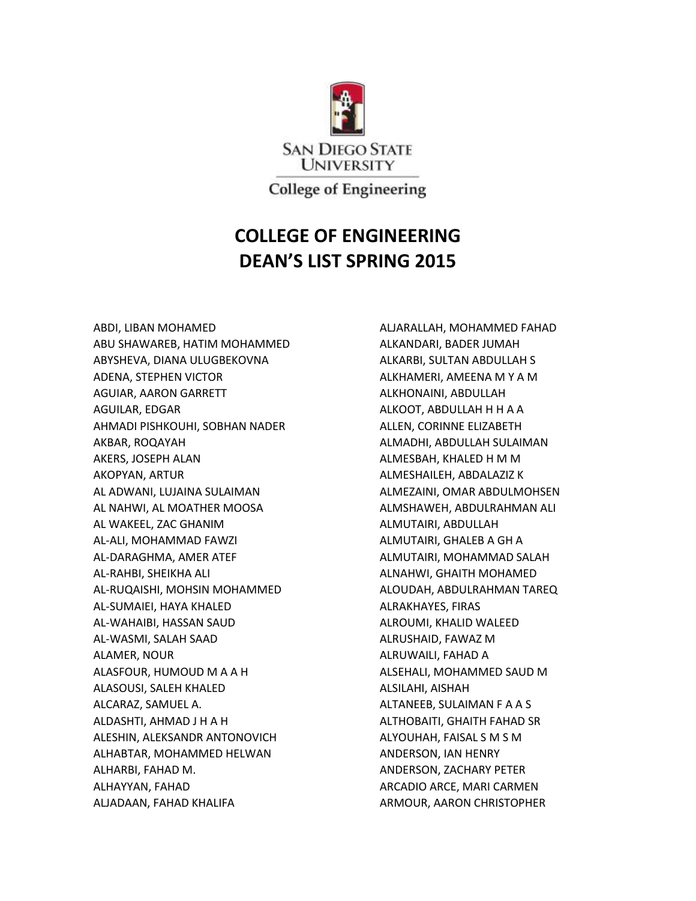San Diego State University

College of Engineering

# COLLEGE OF ENGINEERING
# DEAN'S LIST SPRING 2015

ABDI, LIBAN MOHAMED
ABU SHAWAREB, HATIM MOHAMMED
ABYSHEVA, DIANA ULUGBEKOVNA
ADENA, STEPHEN VICTOR
AGUIAR, AARON GARRETT
AGUILAR, EDGAR
AHMADI PISHKOUHI, SOBHAN NADER
AKBAR, ROQAYAH
AKERS, JOSEPH ALAN
AKOPYAN, ARTUR
AL ADWANI, LUJAINA SULAIMAN
AL NAHWI, AL MOATHER MOOSA
AL WAKEEL, ZAC GHANIM
AL-ALI, MOHAMMAD FAWZI
AL-DARAGHMA, AMER ATEF
AL-RAHBI, SHEIKHA ALI
AL-RUQAISHI, MOHSIN MOHAMMED
AL-SUMAIEI, HAYA KHALED
AL-WAHAIBI, HASSAN SAUD
AL-WASMI, SALAH SAAD
ALAMER, NOUR
ALASFOUR, HUMOUD M A A H
ALASOUSI, SALEH KHALED
ALCARAZ, SAMUEL A.
ALDASHTI, AHMAD J H A H
ALESHIN, ALEKSANDR ANTONOVICH
ALHABTAR, MOHAMMED HELWAN
ALHARBI, FAHAD M.
ALHAYYAN, FAHAD
ALJADAAN, FAHAD KHALIFA
ALJARALLAH, MOHAMMED FAHAD
ALKANDARI, BADER JUMAH
ALKARBI, SULTAN ABDULLAH S
ALKHAMERI, AMEENA M Y A M
ALKHONAINI, ABDULLAH
ALKOOT, ABDULLAH H H A A
ALLEN, CORINNE ELIZABETH
ALMADHI, ABDULLAH SULAIMAN
ALMESBAH, KHALED H M M
ALMESHAILEH, ABDALAZIZ K
ALMEZAINI, OMAR ABDULMOHSEN
ALMSHAWEH, ABDULRAHMAN ALI
ALMUTAIRI, ABDULLAH
ALMUTAIRI, GHALEB A GH A
ALMUTAIRI, MOHAMMAD SALAH
ALNAHWI, GHAITH MOHAMED
ALOUDAH, ABDULRAHMAN TAREQ
ALRAKHAYES, FIRAS
ALROUMI, KHALID WALEED
ALRUSHAID, FAWAZ M
ALRUWAILI, FAHAD A
ALSEHALI, MOHAMMED SAUD M
ALSILAHI, AISHAH
ALTANEEB, SULAIMAN F A A S
ALTHOBAITI, GHAITH FAHAD SR
ALYOUHAH, FAISAL S M S M
ANDERSON, IAN HENRY
ANDERSON, ZACHARY PETER
ARCADIO ARCE, MARI CARMEN
ARMOUR, AARON CHRISTOPHER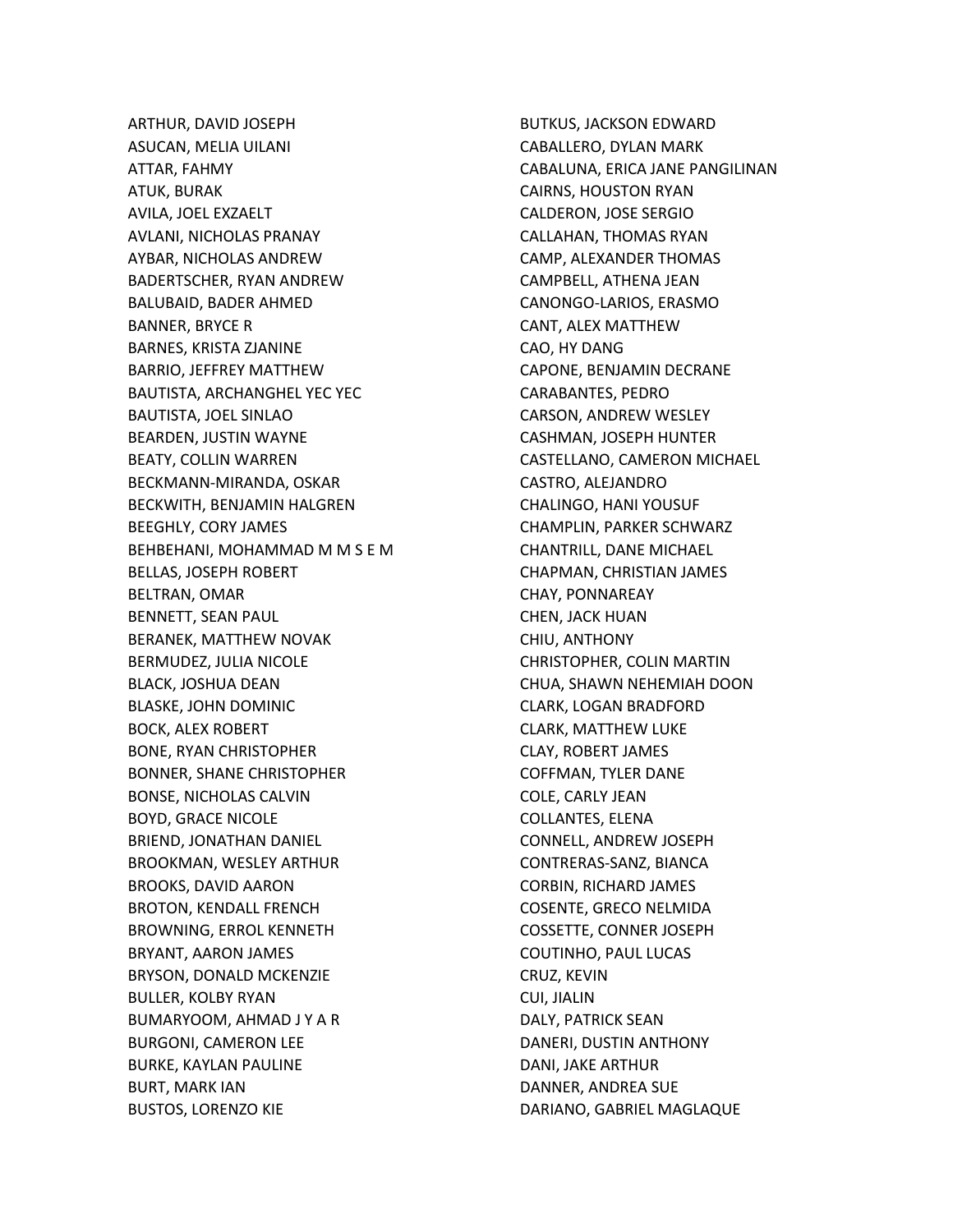ARTHUR, DAVID JOSEPH
ASUCAN, MELIA UILANI
ATTAR, FAHMY
ATUK, BURAK
AVILA, JOEL EXZAELT
AVLANI, NICHOLAS PRANAY
AYBAR, NICHOLAS ANDREW
BADERTSCHER, RYAN ANDREW
BALUBAID, BADER AHMED
BANNER, BRYCE R
BARNES, KRISTA ZJANINE
BARRIO, JEFFREY MATTHEW
BAUTISTA, ARCHANGHEL YEC YEC
BAUTISTA, JOEL SINLAO
BEARDEN, JUSTIN WAYNE
BEATY, COLLIN WARREN
BECKMANN-MIRANDA, OSKAR
BECKWITH, BENJAMIN HALGREN
BEEGHLY, CORY JAMES
BEHBEHANI, MOHAMMAD M M S E M
BELLAS, JOSEPH ROBERT
BELTRAN, OMAR
BENNETT, SEAN PAUL
BERANEK, MATTHEW NOVAK
BERMUDEZ, JULIA NICOLE
BLACK, JOSHUA DEAN
BLASKE, JOHN DOMINIC
BOCK, ALEX ROBERT
BONE, RYAN CHRISTOPHER
BONNER, SHANE CHRISTOPHER
BONSE, NICHOLAS CALVIN
BOYD, GRACE NICOLE
BRIEND, JONATHAN DANIEL
BROOKMAN, WESLEY ARTHUR
BROOKS, DAVID AARON
BROTON, KENDALL FRENCH
BROWNING, ERROL KENNETH
BRYANT, AARON JAMES
BRYSON, DONALD MCKENZIE
BULLER, KOLBY RYAN
BUMARYOOM, AHMAD J Y A R
BURGONI, CAMERON LEE
BURKE, KAYLAN PAULINE
BURT, MARK IAN
BUSTOS, LORENZO KIE
BUTKUS, JACKSON EDWARD
CABALLERO, DYLAN MARK
CABALUNA, ERICA JANE PANGILINAN
CAIRNS, HOUSTON RYAN
CALDERON, JOSE SERGIO
CALLAHAN, THOMAS RYAN
CAMP, ALEXANDER THOMAS
CAMPBELL, ATHENA JEAN
CANONGO-LARIOS, ERASMO
CANT, ALEX MATTHEW
CAO, HY DANG
CAPONE, BENJAMIN DECRANE
CARABANTES, PEDRO
CARSON, ANDREW WESLEY
CASHMAN, JOSEPH HUNTER
CASTELLANO, CAMERON MICHAEL
CASTRO, ALEJANDRO
CHALINGO, HANI YOUSUF
CHAMPLIN, PARKER SCHWARZ
CHANTRILL, DANE MICHAEL
CHAPMAN, CHRISTIAN JAMES
CHAY, PONNAREAY
CHEN, JACK HUAN
CHIU, ANTHONY
CHRISTOPHER, COLIN MARTIN
CHUA, SHAWN NEHEMIAH DOON
CLARK, LOGAN BRADFORD
CLARK, MATTHEW LUKE
CLAY, ROBERT JAMES
COFFMAN, TYLER DANE
COLE, CARLY JEAN
COLLANTES, ELENA
CONNELL, ANDREW JOSEPH
CONTRERAS-SANZ, BIANCA
CORBIN, RICHARD JAMES
COSENTE, GRECO NELMIDA
COSSETTE, CONNER JOSEPH
COUTINHO, PAUL LUCAS
CRUZ, KEVIN
CUI, JIALIN
DALY, PATRICK SEAN
DANERI, DUSTIN ANTHONY
DANI, JAKE ARTHUR
DANNER, ANDREA SUE
DARIANO, GABRIEL MAGLAQUE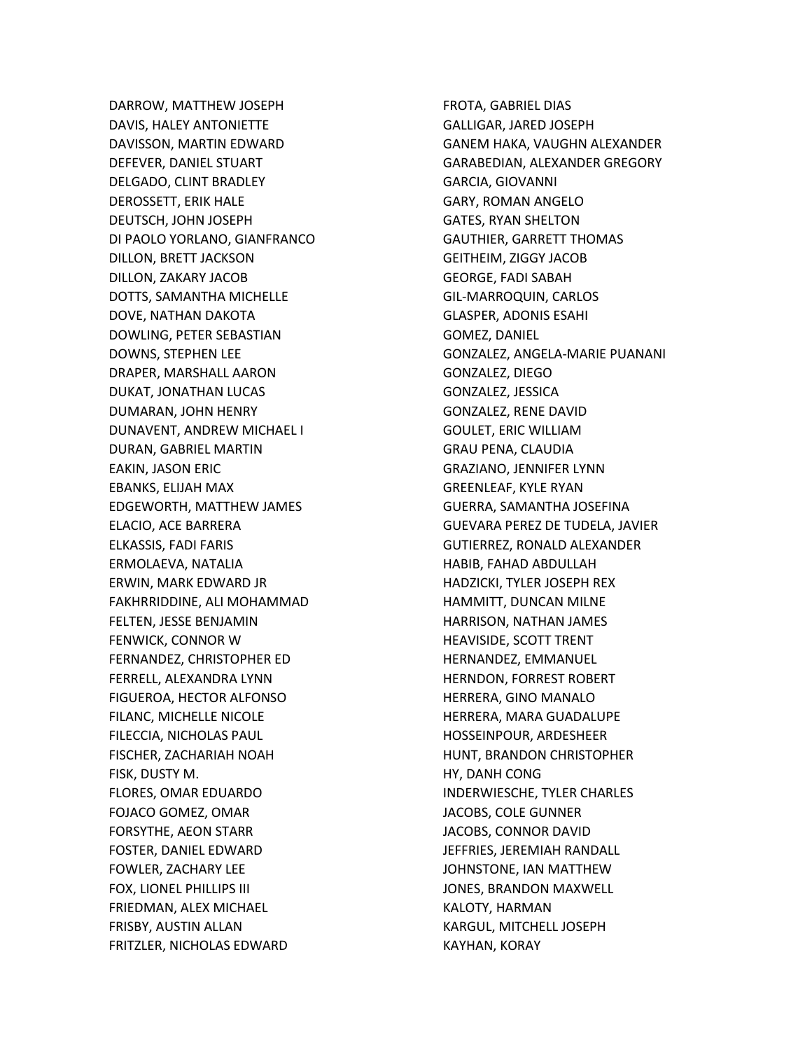DARROW, MATTHEW JOSEPH
DAVIS, HALEY ANTONIETTE
DAVISSON, MARTIN EDWARD
DEFEVER, DANIEL STUART
DELGADO, CLINT BRADLEY
DEROSSETT, ERIK HALE
DEUTSCH, JOHN JOSEPH
DI PAOLO YORLANO, GIANFRANCO
DILLON, BRETT JACKSON
DILLON, ZAKARY JACOB
DOTTS, SAMANTHA MICHELLE
DOVE, NATHAN DAKOTA
DOWLING, PETER SEBASTIAN
DOWNS, STEPHEN LEE
DRAPER, MARSHALL AARON
DUKAT, JONATHAN LUCAS
DUMARAN, JOHN HENRY
DUNAVENT, ANDREW MICHAEL I
DURAN, GABRIEL MARTIN
EAKIN, JASON ERIC
EBANKS, ELIJAH MAX
EDGEWORTH, MATTHEW JAMES
ELACIO, ACE BARRERA
ELKASSIS, FADI FARIS
ERMOLAEVA, NATALIA
ERWIN, MARK EDWARD JR
FAKHRRIDDINE, ALI MOHAMMAD
FELTEN, JESSE BENJAMIN
FENWICK, CONNOR W
FERNANDEZ, CHRISTOPHER ED
FERRELL, ALEXANDRA LYNN
FIGUEROA, HECTOR ALFONSO
FILANC, MICHELLE NICOLE
FILECCIA, NICHOLAS PAUL
FISCHER, ZACHARIAH NOAH
FISK, DUSTY M.
FLORES, OMAR EDUARDO
FOJACO GOMEZ, OMAR
FORSYTHE, AEON STARR
FOSTER, DANIEL EDWARD
FOWLER, ZACHARY LEE
FOX, LIONEL PHILLIPS III
FRIEDMAN, ALEX MICHAEL
FRISBY, AUSTIN ALLAN
FRITZLER, NICHOLAS EDWARD
FROTA, GABRIEL DIAS
GALLIGAR, JARED JOSEPH
GANEM HAKA, VAUGHN ALEXANDER
GARABEDIAN, ALEXANDER GREGORY
GARCIA, GIOVANNI
GARY, ROMAN ANGELO
GATES, RYAN SHELTON
GAUTHIER, GARRETT THOMAS
GEITHEIM, ZIGGY JACOB
GEORGE, FADI SABAH
GIL-MARROQUIN, CARLOS
GLASPER, ADONIS ESAHI
GOMEZ, DANIEL
GONZALEZ, ANGELA-MARIE PUANANI
GONZALEZ, DIEGO
GONZALEZ, JESSICA
GONZALEZ, RENE DAVID
GOULET, ERIC WILLIAM
GRAU PENA, CLAUDIA
GRAZIANO, JENNIFER LYNN
GREENLEAF, KYLE RYAN
GUERRA, SAMANTHA JOSEFINA
GUEVARA PEREZ DE TUDELA, JAVIER
GUTIERREZ, RONALD ALEXANDER
HABIB, FAHAD ABDULLAH
HADZICKI, TYLER JOSEPH REX
HAMMITT, DUNCAN MILNE
HARRISON, NATHAN JAMES
HEAVISIDE, SCOTT TRENT
HERNANDEZ, EMMANUEL
HERNDON, FORREST ROBERT
HERRERA, GINO MANALO
HERRERA, MARA GUADALUPE
HOSSEINPOUR, ARDESHEER
HUNT, BRANDON CHRISTOPHER
HY, DANH CONG
INDERWIESCHE, TYLER CHARLES
JACOBS, COLE GUNNER
JACOBS, CONNOR DAVID
JEFFRIES, JEREMIAH RANDALL
JOHNSTONE, IAN MATTHEW
JONES, BRANDON MAXWELL
KALOTY, HARMAN
KARGUL, MITCHELL JOSEPH
KAYHAN, KORAY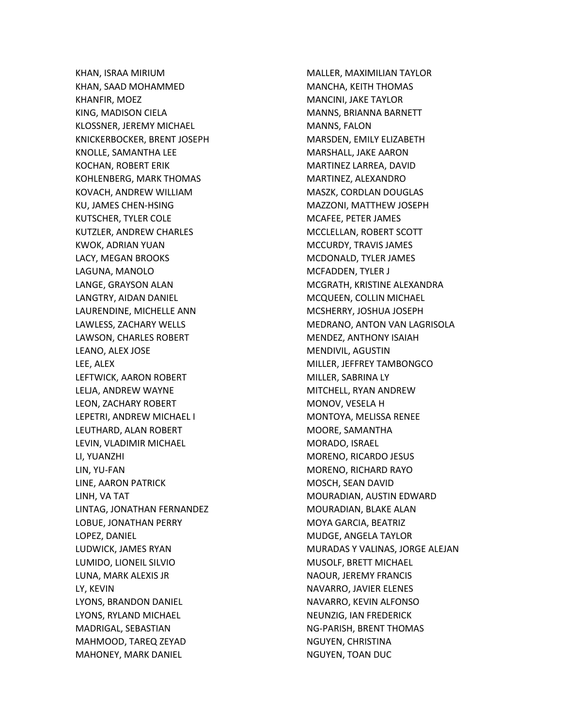KHAN, ISRAA MIRIUM
KHAN, SAAD MOHAMMED
KHANFIR, MOEZ
KING, MADISON CIELA
KLOSSNER, JEREMY MICHAEL
KNICKERBOCKER, BRENT JOSEPH
KNOLLE, SAMANTHA LEE
KOCHAN, ROBERT ERIK
KOHLENBERG, MARK THOMAS
KOVACH, ANDREW WILLIAM
KU, JAMES CHEN-HSING
KUTSCHER, TYLER COLE
KUTZLER, ANDREW CHARLES
KWOK, ADRIAN YUAN
LACY, MEGAN BROOKS
LAGUNA, MANOLO
LANGE, GRAYSON ALAN
LANGTRY, AIDAN DANIEL
LAURENDINE, MICHELLE ANN
LAWLESS, ZACHARY WELLS
LAWSON, CHARLES ROBERT
LEANO, ALEX JOSE
LEE, ALEX
LEFTWICK, AARON ROBERT
LELJA, ANDREW WAYNE
LEON, ZACHARY ROBERT
LEPETRI, ANDREW MICHAEL I
LEUTHARD, ALAN ROBERT
LEVIN, VLADIMIR MICHAEL
LI, YUANZHI
LIN, YU-FAN
LINE, AARON PATRICK
LINH, VA TAT
LINTAG, JONATHAN FERNANDEZ
LOBUE, JONATHAN PERRY
LOPEZ, DANIEL
LUDWICK, JAMES RYAN
LUMIDO, LIONEIL SILVIO
LUNA, MARK ALEXIS JR
LY, KEVIN
LYONS, BRANDON DANIEL
LYONS, RYLAND MICHAEL
MADRIGAL, SEBASTIAN
MAHMOOD, TAREQ ZEYAD
MAHONEY, MARK DANIEL
MALLER, MAXIMILIAN TAYLOR
MANCHA, KEITH THOMAS
MANCINI, JAKE TAYLOR
MANNS, BRIANNA BARNETT
MANNS, FALON
MARSDEN, EMILY ELIZABETH
MARSHALL, JAKE AARON
MARTINEZ LARREA, DAVID
MARTINEZ, ALEXANDRO
MASZK, CORDLAN DOUGLAS
MAZZONI, MATTHEW JOSEPH
MCAFEE, PETER JAMES
MCCLELLAN, ROBERT SCOTT
MCCURDY, TRAVIS JAMES
MCDONALD, TYLER JAMES
MCFADDEN, TYLER J
MCGRATH, KRISTINE ALEXANDRA
MCQUEEN, COLLIN MICHAEL
MCSHERRY, JOSHUA JOSEPH
MEDRANO, ANTON VAN LAGRISOLA
MENDEZ, ANTHONY ISAIAH
MENDIVIL, AGUSTIN
MILLER, JEFFREY TAMBONGCO
MILLER, SABRINA LY
MITCHELL, RYAN ANDREW
MONOV, VESELA H
MONTOYA, MELISSA RENEE
MOORE, SAMANTHA
MORADO, ISRAEL
MORENO, RICARDO JESUS
MORENO, RICHARD RAYO
MOSCH, SEAN DAVID
MOURADIAN, AUSTIN EDWARD
MOURADIAN, BLAKE ALAN
MOYA GARCIA, BEATRIZ
MUDGE, ANGELA TAYLOR
MURADAS Y VALINAS, JORGE ALEJAN
MUSOLF, BRETT MICHAEL
NAOUR, JEREMY FRANCIS
NAVARRO, JAVIER ELENES
NAVARRO, KEVIN ALFONSO
NEUNZIG, IAN FREDERICK
NG-PARISH, BRENT THOMAS
NGUYEN, CHRISTINA
NGUYEN, TOAN DUC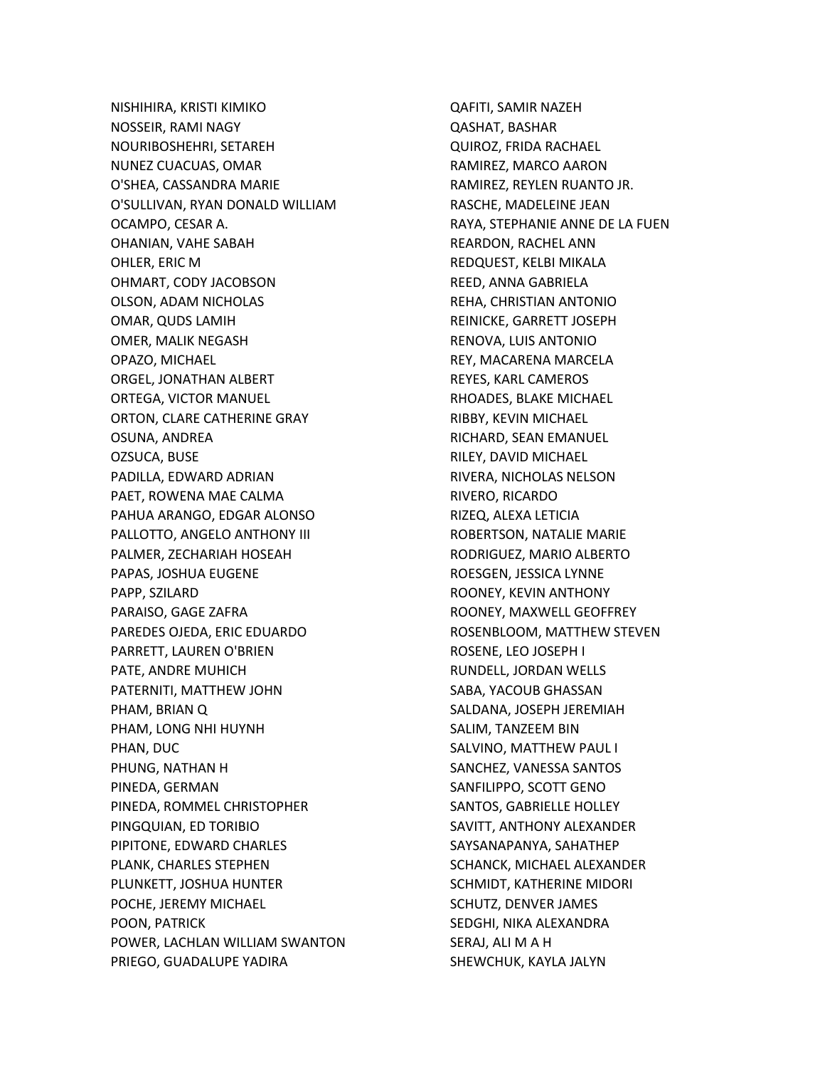NISHIHIRA, KRISTI KIMIKO
NOSSEIR, RAMI NAGY
NOURIBOSHEHRI, SETAREH
NUNEZ CUACUAS, OMAR
O'SHEA, CASSANDRA MARIE
O'SULLIVAN, RYAN DONALD WILLIAM
OCAMPO, CESAR A.
OHANIAN, VAHE SABAH
OHLER, ERIC M
OHMART, CODY JACOBSON
OLSON, ADAM NICHOLAS
OMAR, QUDS LAMIH
OMER, MALIK NEGASH
OPAZO, MICHAEL
ORGEL, JONATHAN ALBERT
ORTEGA, VICTOR MANUEL
ORTON, CLARE CATHERINE GRAY
OSUNA, ANDREA
OZSUCA, BUSE
PADILLA, EDWARD ADRIAN
PAET, ROWENA MAE CALMA
PAHUA ARANGO, EDGAR ALONSO
PALLOTTO, ANGELO ANTHONY III
PALMER, ZECHARIAH HOSEAH
PAPAS, JOSHUA EUGENE
PAPP, SZILARD
PARAISO, GAGE ZAFRA
PAREDES OJEDA, ERIC EDUARDO
PARRETT, LAUREN O'BRIEN
PATE, ANDRE MUHICH
PATERNITI, MATTHEW JOHN
PHAM, BRIAN Q
PHAM, LONG NHI HUYNH
PHAN, DUC
PHUNG, NATHAN H
PINEDA, GERMAN
PINEDA, ROMMEL CHRISTOPHER
PINGQUIAN, ED TORIBIO
PIPITONE, EDWARD CHARLES
PLANK, CHARLES STEPHEN
PLUNKETT, JOSHUA HUNTER
POCHE, JEREMY MICHAEL
POON, PATRICK
POWER, LACHLAN WILLIAM SWANTON
PRIEGO, GUADALUPE YADIRA
QAFITI, SAMIR NAZEH
QASHAT, BASHAR
QUIROZ, FRIDA RACHAEL
RAMIREZ, MARCO AARON
RAMIREZ, REYLEN RUANTO JR.
RASCHE, MADELEINE JEAN
RAYA, STEPHANIE ANNE DE LA FUEN
REARDON, RACHEL ANN
REDQUEST, KELBI MIKALA
REED, ANNA GABRIELA
REHA, CHRISTIAN ANTONIO
REINICKE, GARRETT JOSEPH
RENOVA, LUIS ANTONIO
REY, MACARENA MARCELA
REYES, KARL CAMEROS
RHOADES, BLAKE MICHAEL
RIBBY, KEVIN MICHAEL
RICHARD, SEAN EMANUEL
RILEY, DAVID MICHAEL
RIVERA, NICHOLAS NELSON
RIVERO, RICARDO
RIZEQ, ALEXA LETICIA
ROBERTSON, NATALIE MARIE
RODRIGUEZ, MARIO ALBERTO
ROESGEN, JESSICA LYNNE
ROONEY, KEVIN ANTHONY
ROONEY, MAXWELL GEOFFREY
ROSENBLOOM, MATTHEW STEVEN
ROSENE, LEO JOSEPH I
RUNDELL, JORDAN WELLS
SABA, YACOUB GHASSAN
SALDANA, JOSEPH JEREMIAH
SALIM, TANZEEM BIN
SALVINO, MATTHEW PAUL I
SANCHEZ, VANESSA SANTOS
SANFILIPPO, SCOTT GENO
SANTOS, GABRIELLE HOLLEY
SAVITT, ANTHONY ALEXANDER
SAYSANAPANYA, SAHATHEP
SCHANCK, MICHAEL ALEXANDER
SCHMIDT, KATHERINE MIDORI
SCHUTZ, DENVER JAMES
SEDGHI, NIKA ALEXANDRA
SERAJ, ALI M A H
SHEWCHUK, KAYLA JALYN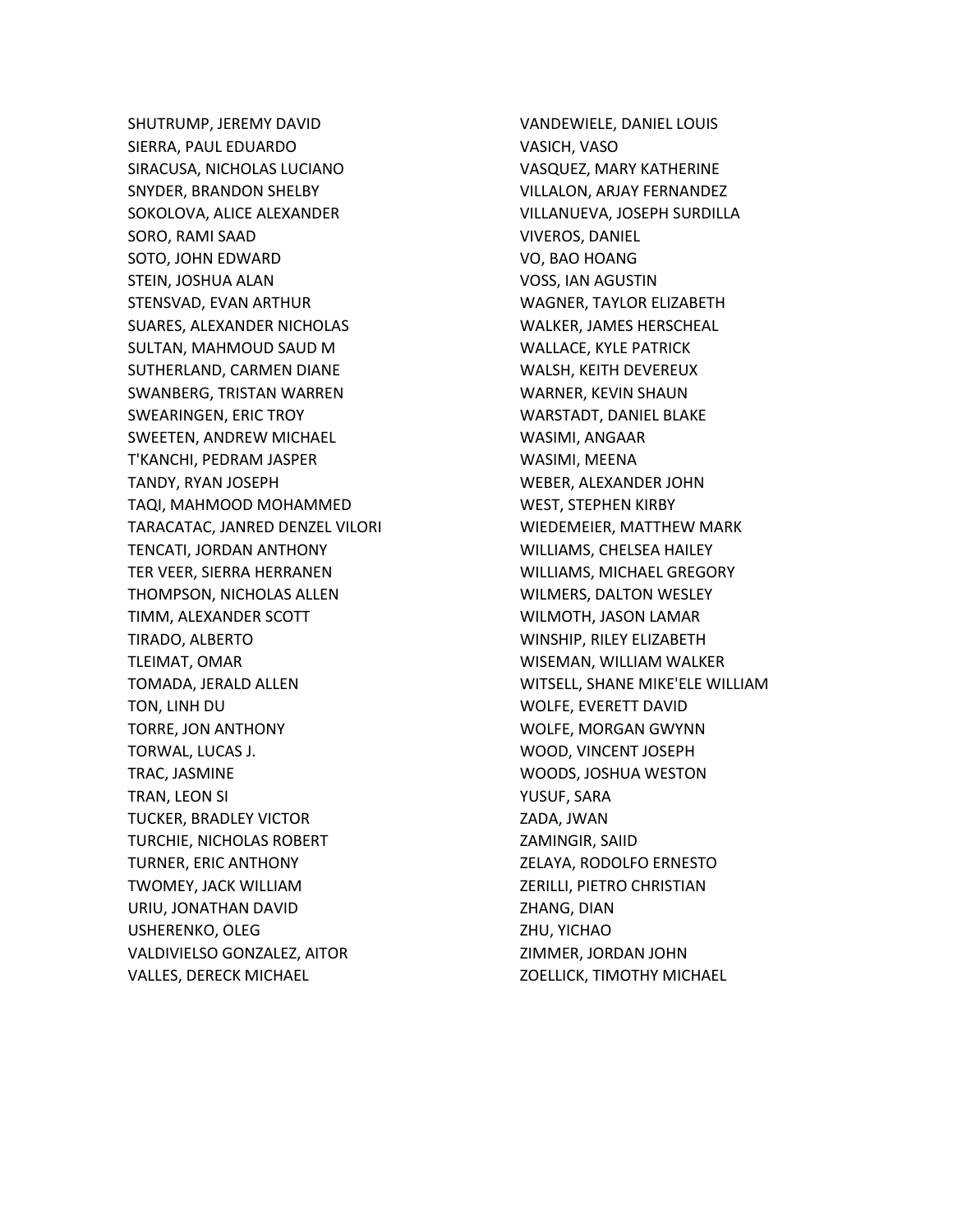SHUTRUMP, JEREMY DAVID
SIERRA, PAUL EDUARDO
SIRACUSA, NICHOLAS LUCIANO
SNYDER, BRANDON SHELBY
SOKOLOVA, ALICE ALEXANDER
SORO, RAMI SAAD
SOTO, JOHN EDWARD
STEIN, JOSHUA ALAN
STENSVAD, EVAN ARTHUR
SUARES, ALEXANDER NICHOLAS
SULTAN, MAHMOUD SAUD M
SUTHERLAND, CARMEN DIANE
SWANBERG, TRISTAN WARREN
SWEARINGEN, ERIC TROY
SWEETEN, ANDREW MICHAEL
T'KANCHI, PEDRAM JASPER
TANDY, RYAN JOSEPH
TAQI, MAHMOOD MOHAMMED
TARACATAC, JANRED DENZEL VILORI
TENCATI, JORDAN ANTHONY
TER VEER, SIERRA HERRANEN
THOMPSON, NICHOLAS ALLEN
TIMM, ALEXANDER SCOTT
TIRADO, ALBERTO
TLEIMAT, OMAR
TOMADA, JERALD ALLEN
TON, LINH DU
TORRE, JON ANTHONY
TORWAL, LUCAS J.
TRAC, JASMINE
TRAN, LEON SI
TUCKER, BRADLEY VICTOR
TURCHIE, NICHOLAS ROBERT
TURNER, ERIC ANTHONY
TWOMEY, JACK WILLIAM
URIU, JONATHAN DAVID
USHERENKO, OLEG
VALDIVIELSO GONZALEZ, AITOR
VALLES, DERECK MICHAEL
VANDEWIELE, DANIEL LOUIS
VASICH, VASO
VASQUEZ, MARY KATHERINE
VILLALON, ARJAY FERNANDEZ
VILLANUEVA, JOSEPH SURDILLA
VIVEROS, DANIEL
VO, BAO HOANG
VOSS, IAN AGUSTIN
WAGNER, TAYLOR ELIZABETH
WALKER, JAMES HERSCHEAL
WALLACE, KYLE PATRICK
WALSH, KEITH DEVEREUX
WARNER, KEVIN SHAUN
WARSTADT, DANIEL BLAKE
WASIMI, ANGAAR
WASIMI, MEENA
WEBER, ALEXANDER JOHN
WEST, STEPHEN KIRBY
WIEDEMEIER, MATTHEW MARK
WILLIAMS, CHELSEA HAILEY
WILLIAMS, MICHAEL GREGORY
WILMERS, DALTON WESLEY
WILMOTH, JASON LAMAR
WINSHIP, RILEY ELIZABETH
WISEMAN, WILLIAM WALKER
WITSELL, SHANE MIKE'ELE WILLIAM
WOLFE, EVERETT DAVID
WOLFE, MORGAN GWYNN
WOOD, VINCENT JOSEPH
WOODS, JOSHUA WESTON
YUSUF, SARA
ZADA, JWAN
ZAMINGIR, SAIID
ZELAYA, RODOLFO ERNESTO
ZERILLI, PIETRO CHRISTIAN
ZHANG, DIAN
ZHU, YICHAO
ZIMMER, JORDAN JOHN
ZOELLICK, TIMOTHY MICHAEL